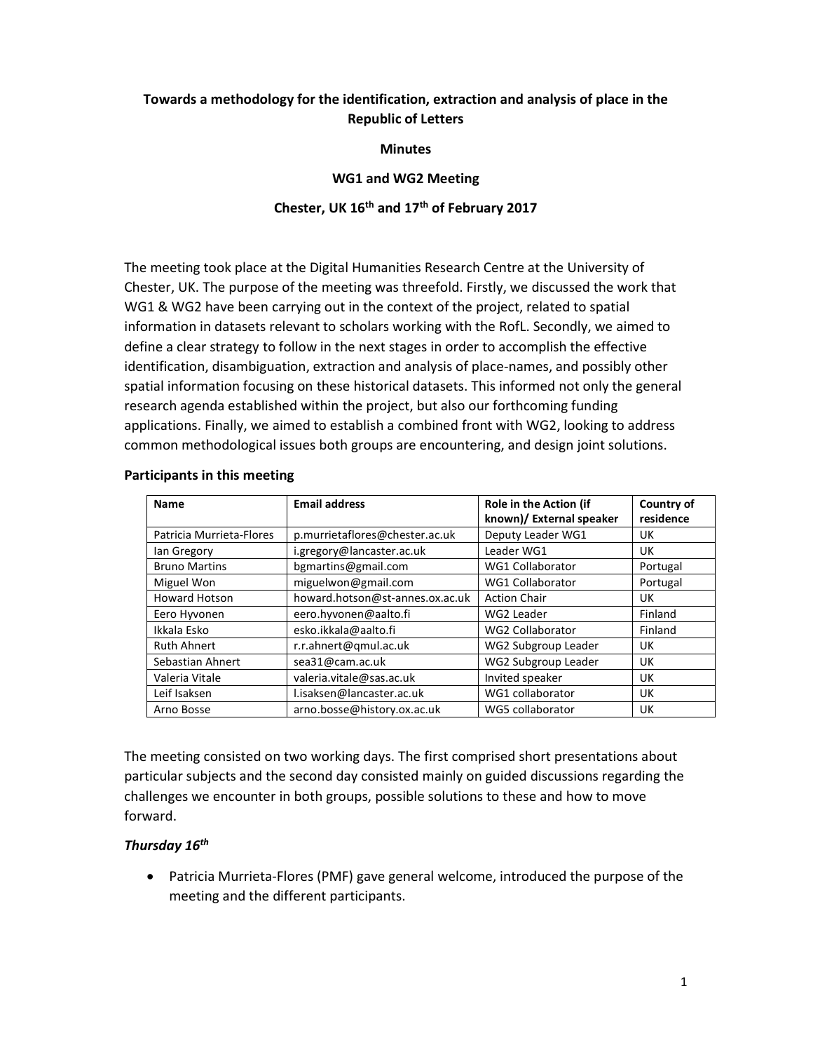**Towards a methodology for the identification, extraction and analysis of place in the Republic of Letters**

**Minutes**

**WG1 and WG2 Meeting**

**Chester, UK 16th and 17th of February 2017**

The meeting took place at the Digital Humanities Research Centre at the University of Chester, UK. The purpose of the meeting was threefold. Firstly, we discussed the work that WG1 & WG2 have been carrying out in the context of the project, related to spatial information in datasets relevant to scholars working with the RofL. Secondly, we aimed to define a clear strategy to follow in the next stages in order to accomplish the effective identification, disambiguation, extraction and analysis of place-names, and possibly other spatial information focusing on these historical datasets. This informed not only the general research agenda established within the project, but also our forthcoming funding applications. Finally, we aimed to establish a combined front with WG2, looking to address common methodological issues both groups are encountering, and design joint solutions.

**Participants in this meeting**

| Name | Email address | Role in the Action (if known)/ External speaker | Country of residence |
|---|---|---|---|
| Patricia Murrieta-Flores | p.murrietaflores@chester.ac.uk | Deputy Leader WG1 | UK |
| Ian Gregory | i.gregory@lancaster.ac.uk | Leader WG1 | UK |
| Bruno Martins | bgmartins@gmail.com | WG1 Collaborator | Portugal |
| Miguel Won | miguelwon@gmail.com | WG1 Collaborator | Portugal |
| Howard Hotson | howard.hotson@st-annes.ox.ac.uk | Action Chair | UK |
| Eero Hyvonen | eero.hyvonen@aalto.fi | WG2 Leader | Finland |
| Ikkala Esko | esko.ikkala@aalto.fi | WG2 Collaborator | Finland |
| Ruth Ahnert | r.r.ahnert@qmul.ac.uk | WG2 Subgroup Leader | UK |
| Sebastian Ahnert | sea31@cam.ac.uk | WG2 Subgroup Leader | UK |
| Valeria Vitale | valeria.vitale@sas.ac.uk | Invited speaker | UK |
| Leif Isaksen | l.isaksen@lancaster.ac.uk | WG1 collaborator | UK |
| Arno Bosse | arno.bosse@history.ox.ac.uk | WG5 collaborator | UK |

The meeting consisted on two working days. The first comprised short presentations about particular subjects and the second day consisted mainly on guided discussions regarding the challenges we encounter in both groups, possible solutions to these and how to move forward.

***Thursday 16th***

- Patricia Murrieta-Flores (PMF) gave general welcome, introduced the purpose of the meeting and the different participants.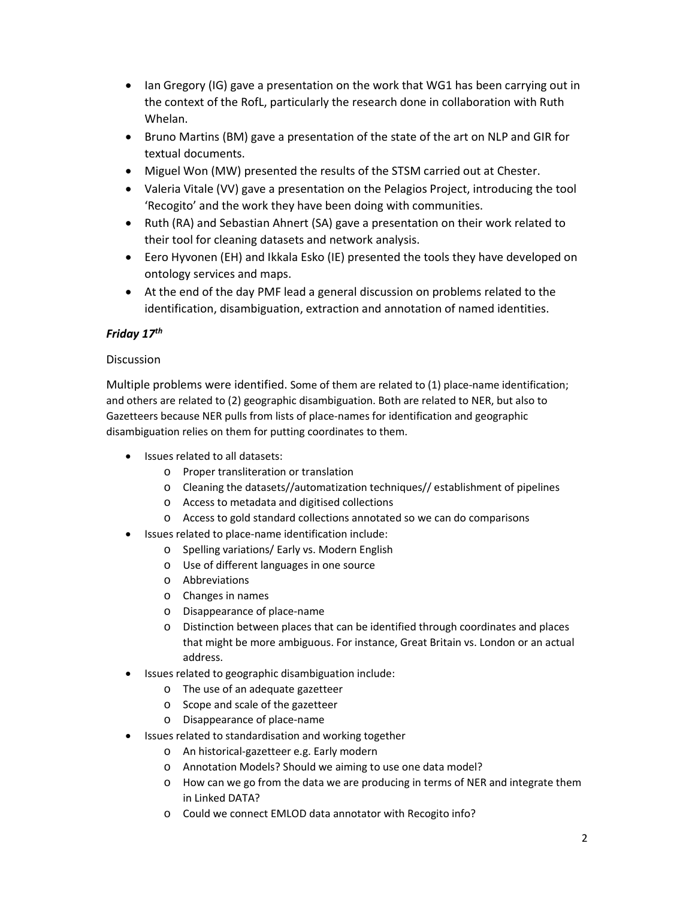- Ian Gregory (IG) gave a presentation on the work that WG1 has been carrying out in the context of the RofL, particularly the research done in collaboration with Ruth Whelan.
- Bruno Martins (BM) gave a presentation of the state of the art on NLP and GIR for textual documents.
- Miguel Won (MW) presented the results of the STSM carried out at Chester.
- Valeria Vitale (VV) gave a presentation on the Pelagios Project, introducing the tool 'Recogito' and the work they have been doing with communities.
- Ruth (RA) and Sebastian Ahnert (SA) gave a presentation on their work related to their tool for cleaning datasets and network analysis.
- Eero Hyvonen (EH) and Ikkala Esko (IE) presented the tools they have developed on ontology services and maps.
- At the end of the day PMF lead a general discussion on problems related to the identification, disambiguation, extraction and annotation of named identities.

***Friday 17th***

Discussion

Multiple problems were identified. Some of them are related to (1) place-name identification; and others are related to (2) geographic disambiguation. Both are related to NER, but also to Gazetteers because NER pulls from lists of place-names for identification and geographic disambiguation relies on them for putting coordinates to them.

- Issues related to all datasets:
  - Proper transliteration or translation
  - Cleaning the datasets//automatization techniques// establishment of pipelines
  - Access to metadata and digitised collections
  - Access to gold standard collections annotated so we can do comparisons
- Issues related to place-name identification include:
  - Spelling variations/ Early vs. Modern English
  - Use of different languages in one source
  - Abbreviations
  - Changes in names
  - Disappearance of place-name
  - Distinction between places that can be identified through coordinates and places that might be more ambiguous. For instance, Great Britain vs. London or an actual address.
- Issues related to geographic disambiguation include:
  - The use of an adequate gazetteer
  - Scope and scale of the gazetteer
  - Disappearance of place-name
- Issues related to standardisation and working together
  - An historical-gazetteer e.g. Early modern
  - Annotation Models? Should we aiming to use one data model?
  - How can we go from the data we are producing in terms of NER and integrate them in Linked DATA?
  - Could we connect EMLOD data annotator with Recogito info?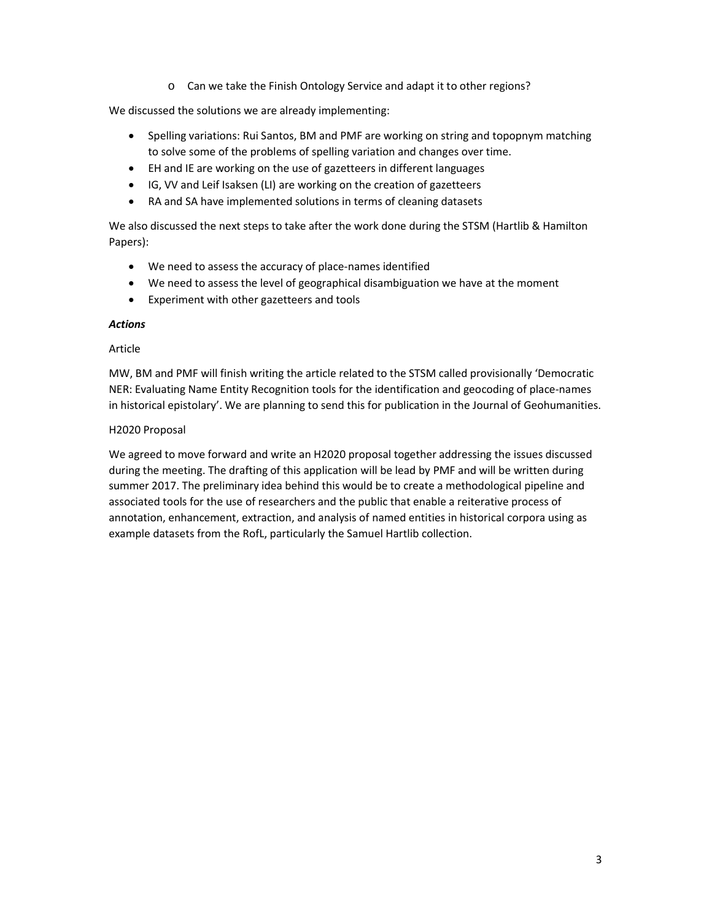- Can we take the Finish Ontology Service and adapt it to other regions?

We discussed the solutions we are already implementing:

- Spelling variations: Rui Santos, BM and PMF are working on string and topopnym matching to solve some of the problems of spelling variation and changes over time.
- EH and IE are working on the use of gazetteers in different languages
- IG, VV and Leif Isaksen (LI) are working on the creation of gazetteers
- RA and SA have implemented solutions in terms of cleaning datasets

We also discussed the next steps to take after the work done during the STSM (Hartlib & Hamilton Papers):

- We need to assess the accuracy of place-names identified
- We need to assess the level of geographical disambiguation we have at the moment
- Experiment with other gazetteers and tools

***Actions***

Article

MW, BM and PMF will finish writing the article related to the STSM called provisionally 'Democratic NER: Evaluating Name Entity Recognition tools for the identification and geocoding of place-names in historical epistolary'. We are planning to send this for publication in the Journal of Geohumanities.

H2020 Proposal

We agreed to move forward and write an H2020 proposal together addressing the issues discussed during the meeting. The drafting of this application will be lead by PMF and will be written during summer 2017. The preliminary idea behind this would be to create a methodological pipeline and associated tools for the use of researchers and the public that enable a reiterative process of annotation, enhancement, extraction, and analysis of named entities in historical corpora using as example datasets from the RofL, particularly the Samuel Hartlib collection.